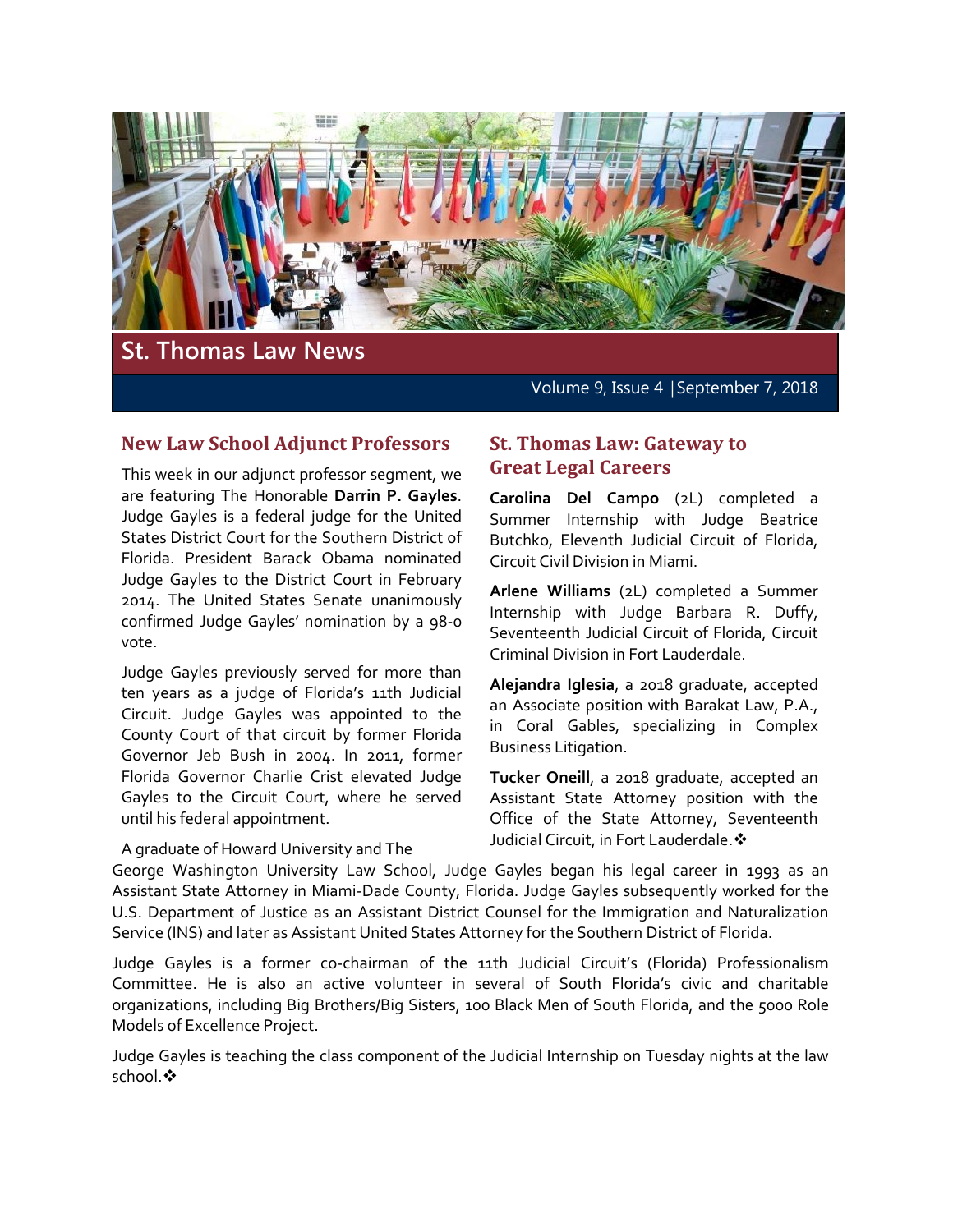# St. Thomas Law News

Volume 9, Issue 4 | September 7, 2018

## New Law School Adjunct Professors

This week in our adjunct professor segment, we are featuring The Honorable **Darrin P. Gayles**. Judge Gayles is a federal judge for the United States District Court for the Southern District of Florida. President Barack Obama nominated Judge Gayles to the District Court in February 2014. The United States Senate unanimously confirmed Judge Gayles' nomination by a 98-0 vote.

Judge Gayles previously served for more than ten years as a judge of Florida's 11th Judicial Circuit. Judge Gayles was appointed to the County Court of that circuit by former Florida Governor Jeb Bush in 2004. In 2011, former Florida Governor Charlie Crist elevated Judge Gayles to the Circuit Court, where he served until his federal appointment.

A graduate of Howard University and The George Washington University Law School, Judge Gayles began his legal career in 1993 as an Assistant State Attorney in Miami-Dade County, Florida. Judge Gayles subsequently worked for the U.S. Department of Justice as an Assistant District Counsel for the Immigration and Naturalization Service (INS) and later as Assistant United States Attorney for the Southern District of Florida.

Judge Gayles is a former co-chairman of the 11th Judicial Circuit's (Florida) Professionalism Committee. He is also an active volunteer in several of South Florida's civic and charitable organizations, including Big Brothers/Big Sisters, 100 Black Men of South Florida, and the 5000 Role Models of Excellence Project.

Judge Gayles is teaching the class component of the Judicial Internship on Tuesday nights at the law school.❖

## St. Thomas Law: Gateway to Great Legal Careers

**Carolina Del Campo** (2L) completed a Summer Internship with Judge Beatrice Butchko, Eleventh Judicial Circuit of Florida, Circuit Civil Division in Miami.

**Arlene Williams** (2L) completed a Summer Internship with Judge Barbara R. Duffy, Seventeenth Judicial Circuit of Florida, Circuit Criminal Division in Fort Lauderdale.

**Alejandra Iglesia**, a 2018 graduate, accepted an Associate position with Barakat Law, P.A., in Coral Gables, specializing in Complex Business Litigation.

**Tucker Oneill**, a 2018 graduate, accepted an Assistant State Attorney position with the Office of the State Attorney, Seventeenth Judicial Circuit, in Fort Lauderdale.❖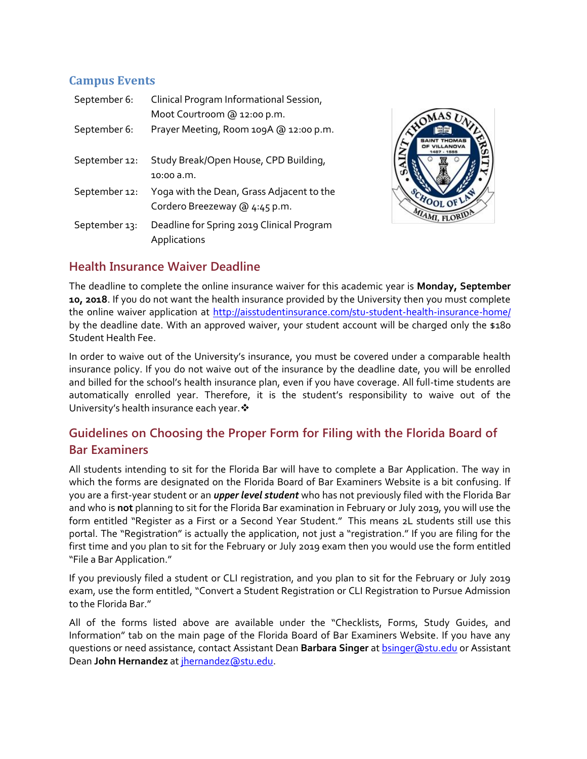## Campus Events

| | |
|---|---|
| September 6: | Clinical Program Informational Session, Moot Courtroom @ 12:00 p.m. |
| September 6: | Prayer Meeting, Room 109A @ 12:00 p.m. |
| September 12: | Study Break/Open House, CPD Building, 10:00 a.m. |
| September 12: | Yoga with the Dean, Grass Adjacent to the Cordero Breezeway @ 4:45 p.m. |
| September 13: | Deadline for Spring 2019 Clinical Program Applications |

## Health Insurance Waiver Deadline

The deadline to complete the online insurance waiver for this academic year is **Monday, September 10, 2018**. If you do not want the health insurance provided by the University then you must complete the online waiver application at http://aisstudentinsurance.com/stu-student-health-insurance-home/ by the deadline date. With an approved waiver, your student account will be charged only the $180 Student Health Fee.

In order to waive out of the University's insurance, you must be covered under a comparable health insurance policy. If you do not waive out of the insurance by the deadline date, you will be enrolled and billed for the school's health insurance plan, even if you have coverage. All full-time students are automatically enrolled year. Therefore, it is the student's responsibility to waive out of the University's health insurance each year.❖

## Guidelines on Choosing the Proper Form for Filing with the Florida Board of Bar Examiners

All students intending to sit for the Florida Bar will have to complete a Bar Application. The way in which the forms are designated on the Florida Board of Bar Examiners Website is a bit confusing. If you are a first-year student or an ***upper level student*** who has not previously filed with the Florida Bar and who is **not** planning to sit for the Florida Bar examination in February or July 2019, you will use the form entitled "Register as a First or a Second Year Student." This means 2L students still use this portal. The "Registration" is actually the application, not just a "registration." If you are filing for the first time and you plan to sit for the February or July 2019 exam then you would use the form entitled "File a Bar Application."

If you previously filed a student or CLI registration, and you plan to sit for the February or July 2019 exam, use the form entitled, "Convert a Student Registration or CLI Registration to Pursue Admission to the Florida Bar."

All of the forms listed above are available under the "Checklists, Forms, Study Guides, and Information" tab on the main page of the Florida Board of Bar Examiners Website. If you have any questions or need assistance, contact Assistant Dean **Barbara Singer** at bsinger@stu.edu or Assistant Dean **John Hernandez** at jhernandez@stu.edu.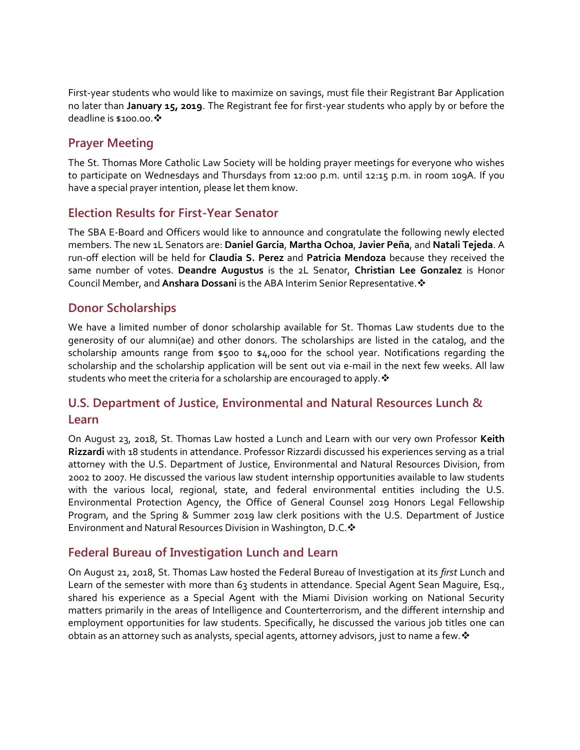First-year students who would like to maximize on savings, must file their Registrant Bar Application no later than **January 15, 2019**. The Registrant fee for first-year students who apply by or before the deadline is $100.00.❖

## Prayer Meeting

The St. Thomas More Catholic Law Society will be holding prayer meetings for everyone who wishes to participate on Wednesdays and Thursdays from 12:00 p.m. until 12:15 p.m. in room 109A. If you have a special prayer intention, please let them know.

## Election Results for First-Year Senator

The SBA E-Board and Officers would like to announce and congratulate the following newly elected members. The new 1L Senators are: **Daniel Garcia**, **Martha Ochoa**, **Javier Peña**, and **Natali Tejeda**. A run-off election will be held for **Claudia S. Perez** and **Patricia Mendoza** because they received the same number of votes. **Deandre Augustus** is the 2L Senator, **Christian Lee Gonzalez** is Honor Council Member, and **Anshara Dossani** is the ABA Interim Senior Representative.❖

## Donor Scholarships

We have a limited number of donor scholarship available for St. Thomas Law students due to the generosity of our alumni(ae) and other donors. The scholarships are listed in the catalog, and the scholarship amounts range from $500 to $4,000 for the school year. Notifications regarding the scholarship and the scholarship application will be sent out via e-mail in the next few weeks. All law students who meet the criteria for a scholarship are encouraged to apply.❖

## U.S. Department of Justice, Environmental and Natural Resources Lunch & Learn

On August 23, 2018, St. Thomas Law hosted a Lunch and Learn with our very own Professor **Keith Rizzardi** with 18 students in attendance. Professor Rizzardi discussed his experiences serving as a trial attorney with the U.S. Department of Justice, Environmental and Natural Resources Division, from 2002 to 2007. He discussed the various law student internship opportunities available to law students with the various local, regional, state, and federal environmental entities including the U.S. Environmental Protection Agency, the Office of General Counsel 2019 Honors Legal Fellowship Program, and the Spring & Summer 2019 law clerk positions with the U.S. Department of Justice Environment and Natural Resources Division in Washington, D.C.❖

## Federal Bureau of Investigation Lunch and Learn

On August 21, 2018, St. Thomas Law hosted the Federal Bureau of Investigation at its *first* Lunch and Learn of the semester with more than 63 students in attendance. Special Agent Sean Maguire, Esq., shared his experience as a Special Agent with the Miami Division working on National Security matters primarily in the areas of Intelligence and Counterterrorism, and the different internship and employment opportunities for law students. Specifically, he discussed the various job titles one can obtain as an attorney such as analysts, special agents, attorney advisors, just to name a few.❖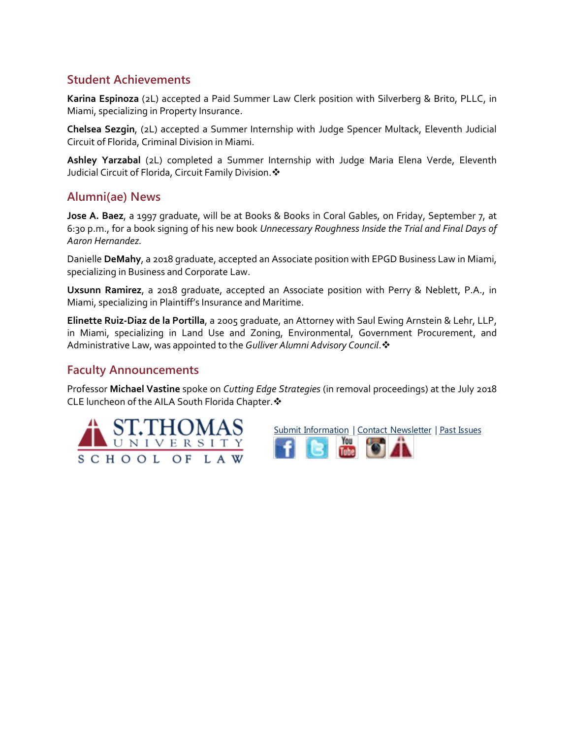## Student Achievements

**Karina Espinoza** (2L) accepted a Paid Summer Law Clerk position with Silverberg & Brito, PLLC, in Miami, specializing in Property Insurance.

**Chelsea Sezgin**, (2L) accepted a Summer Internship with Judge Spencer Multack, Eleventh Judicial Circuit of Florida, Criminal Division in Miami.

**Ashley Yarzabal** (2L) completed a Summer Internship with Judge Maria Elena Verde, Eleventh Judicial Circuit of Florida, Circuit Family Division.❖

## Alumni(ae) News

**Jose A. Baez**, a 1997 graduate, will be at Books & Books in Coral Gables, on Friday, September 7, at 6:30 p.m., for a book signing of his new book *Unnecessary Roughness Inside the Trial and Final Days of Aaron Hernandez.*

Danielle **DeMahy**, a 2018 graduate, accepted an Associate position with EPGD Business Law in Miami, specializing in Business and Corporate Law.

**Uxsunn Ramirez**, a 2018 graduate, accepted an Associate position with Perry & Neblett, P.A., in Miami, specializing in Plaintiff's Insurance and Maritime.

**Elinette Ruiz-Diaz de la Portilla**, a 2005 graduate, an Attorney with Saul Ewing Arnstein & Lehr, LLP, in Miami, specializing in Land Use and Zoning, Environmental, Government Procurement, and Administrative Law, was appointed to the *Gulliver Alumni Advisory Council*.❖

## Faculty Announcements

Professor **Michael Vastine** spoke on *Cutting Edge Strategies* (in removal proceedings) at the July 2018 CLE luncheon of the AILA South Florida Chapter.❖

ST.THOMAS UNIVERSITY SCHOOL OF LAW

Submit Information | Contact Newsletter | Past Issues